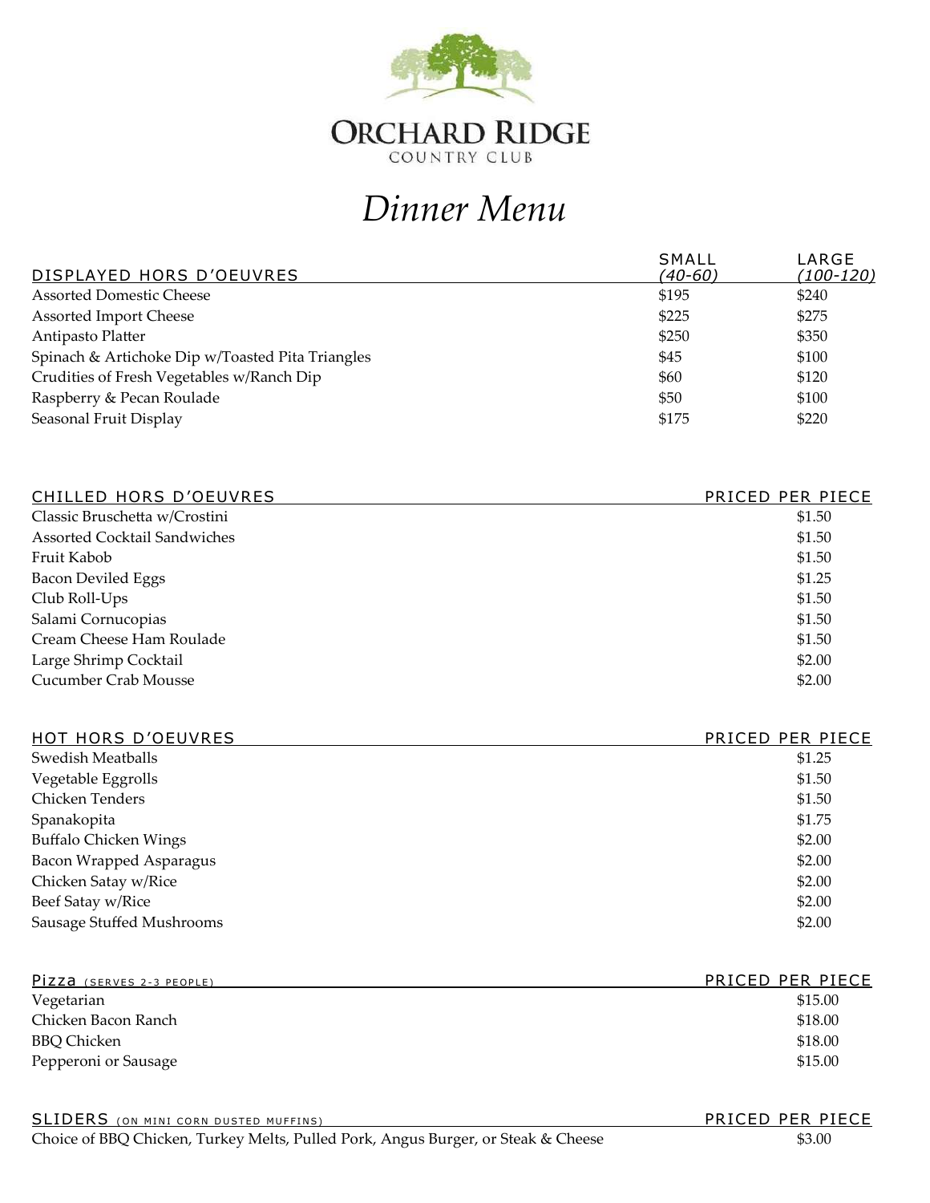# ORCHARD RIDGE
COUNTRY CLUB

# *Dinner Menu*

| DISPLAYED HORS D'OEUVRES | SMALL *(40-60)* | LARGE *(100-120)* |
| --- | --- | --- |
| Assorted Domestic Cheese | $195 | $240 |
| Assorted Import Cheese | $225 | $275 |
| Antipasto Platter | $250 | $350 |
| Spinach & Artichoke Dip w/Toasted Pita Triangles | $45 | $100 |
| Crudities of Fresh Vegetables w/Ranch Dip | $60 | $120 |
| Raspberry & Pecan Roulade | $50 | $100 |
| Seasonal Fruit Display | $175 | $220 |

| CHILLED HORS D'OEUVRES | PRICED PER PIECE |
| --- | --- |
| Classic Bruschetta w/Crostini | $1.50 |
| Assorted Cocktail Sandwiches | $1.50 |
| Fruit Kabob | $1.50 |
| Bacon Deviled Eggs | $1.25 |
| Club Roll-Ups | $1.50 |
| Salami Cornucopias | $1.50 |
| Cream Cheese Ham Roulade | $1.50 |
| Large Shrimp Cocktail | $2.00 |
| Cucumber Crab Mousse | $2.00 |

| HOT HORS D'OEUVRES | PRICED PER PIECE |
| --- | --- |
| Swedish Meatballs | $1.25 |
| Vegetable Eggrolls | $1.50 |
| Chicken Tenders | $1.50 |
| Spanakopita | $1.75 |
| Buffalo Chicken Wings | $2.00 |
| Bacon Wrapped Asparagus | $2.00 |
| Chicken Satay w/Rice | $2.00 |
| Beef Satay w/Rice | $2.00 |
| Sausage Stuffed Mushrooms | $2.00 |

| Pizza (SERVES 2-3 PEOPLE) | PRICED PER PIECE |
| --- | --- |
| Vegetarian | $15.00 |
| Chicken Bacon Ranch | $18.00 |
| BBQ Chicken | $18.00 |
| Pepperoni or Sausage | $15.00 |

| SLIDERS (ON MINI CORN DUSTED MUFFINS) | PRICED PER PIECE |
| --- | --- |
| Choice of BBQ Chicken, Turkey Melts, Pulled Pork, Angus Burger, or Steak & Cheese | $3.00 |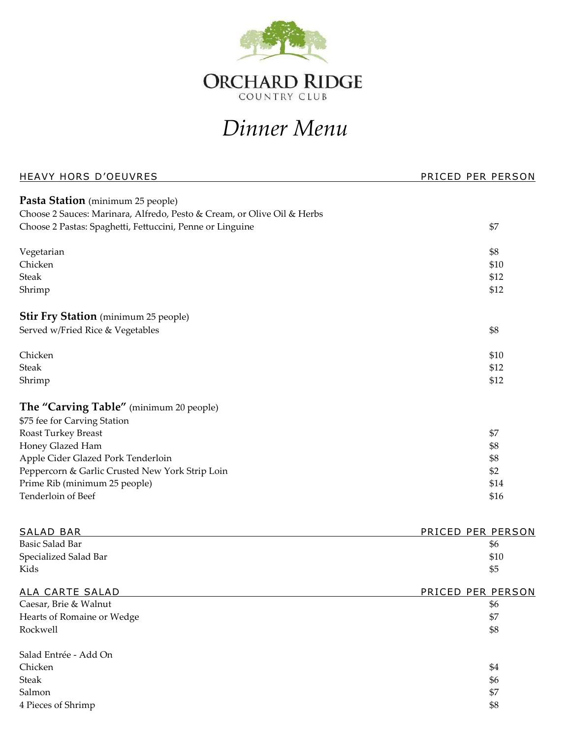# ORCHARD RIDGE
COUNTRY CLUB

# *Dinner Menu*

| HEAVY HORS D'OEUVRES | PRICED PER PERSON |
|---|---|
| **Pasta Station** (minimum 25 people) | |
| Choose 2 Sauces: Marinara, Alfredo, Pesto & Cream, or Olive Oil & Herbs | |
| Choose 2 Pastas: Spaghetti, Fettuccini, Penne or Linguine | $7 |
| Vegetarian | $8 |
| Chicken | $10 |
| Steak | $12 |
| Shrimp | $12 |
| **Stir Fry Station** (minimum 25 people) | |
| Served w/Fried Rice & Vegetables | $8 |
| Chicken | $10 |
| Steak | $12 |
| Shrimp | $12 |
| **The "Carving Table"** (minimum 20 people) | |
| $75 fee for Carving Station | |
| Roast Turkey Breast | $7 |
| Honey Glazed Ham | $8 |
| Apple Cider Glazed Pork Tenderloin | $8 |
| Peppercorn & Garlic Crusted New York Strip Loin | $2 |
| Prime Rib (minimum 25 people) | $14 |
| Tenderloin of Beef | $16 |

| SALAD BAR | PRICED PER PERSON |
|---|---|
| Basic Salad Bar | $6 |
| Specialized Salad Bar | $10 |
| Kids | $5 |

| ALA CARTE SALAD | PRICED PER PERSON |
|---|---|
| Caesar, Brie & Walnut | $6 |
| Hearts of Romaine or Wedge | $7 |
| Rockwell | $8 |
| Salad Entrée - Add On | |
| Chicken | $4 |
| Steak | $6 |
| Salmon | $7 |
| 4 Pieces of Shrimp | $8 |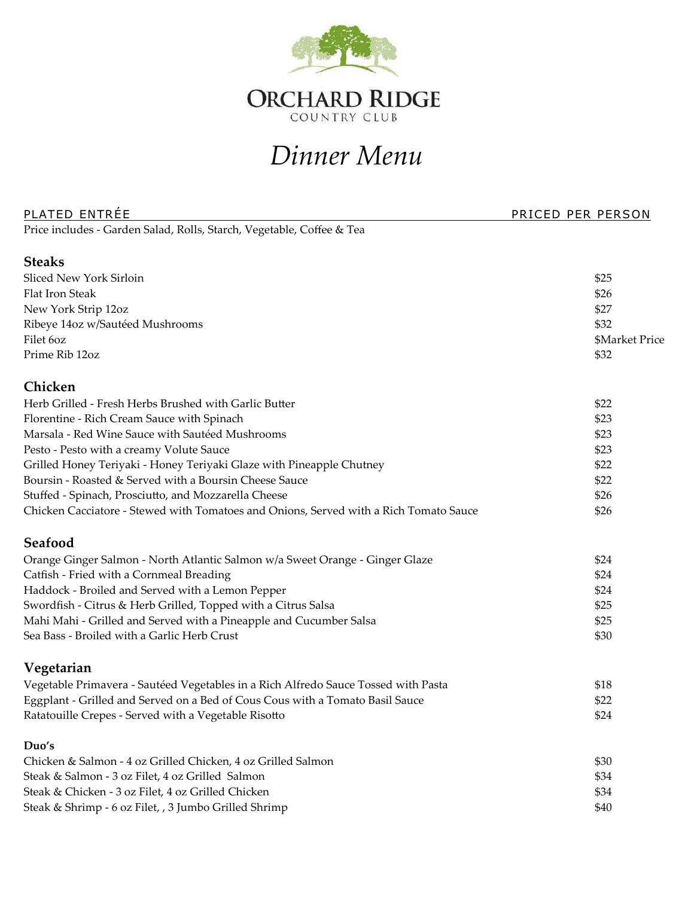# ORCHARD RIDGE
COUNTRY CLUB

# *Dinner Menu*

| PLATED ENTRÉE | PRICED PER PERSON |
|---|---|

Price includes - Garden Salad, Rolls, Starch, Vegetable, Coffee & Tea

## Steaks

| | |
|---|---|
| Sliced New York Sirloin | $25 |
| Flat Iron Steak | $26 |
| New York Strip 12oz | $27 |
| Ribeye 14oz w/Sautéed Mushrooms | $32 |
| Filet 6oz | $Market Price |
| Prime Rib 12oz | $32 |

## Chicken

| | |
|---|---|
| Herb Grilled - Fresh Herbs Brushed with Garlic Butter | $22 |
| Florentine - Rich Cream Sauce with Spinach | $23 |
| Marsala - Red Wine Sauce with Sautéed Mushrooms | $23 |
| Pesto - Pesto with a creamy Volute Sauce | $23 |
| Grilled Honey Teriyaki - Honey Teriyaki Glaze with Pineapple Chutney | $22 |
| Boursin - Roasted & Served with a Boursin Cheese Sauce | $22 |
| Stuffed - Spinach, Prosciutto, and Mozzarella Cheese | $26 |
| Chicken Cacciatore - Stewed with Tomatoes and Onions, Served with a Rich Tomato Sauce | $26 |

## Seafood

| | |
|---|---|
| Orange Ginger Salmon - North Atlantic Salmon w/a Sweet Orange - Ginger Glaze | $24 |
| Catfish - Fried with a Cornmeal Breading | $24 |
| Haddock - Broiled and Served with a Lemon Pepper | $24 |
| Swordfish - Citrus & Herb Grilled, Topped with a Citrus Salsa | $25 |
| Mahi Mahi - Grilled and Served with a Pineapple and Cucumber Salsa | $25 |
| Sea Bass - Broiled with a Garlic Herb Crust | $30 |

## Vegetarian

| | |
|---|---|
| Vegetable Primavera - Sautéed Vegetables in a Rich Alfredo Sauce Tossed with Pasta | $18 |
| Eggplant - Grilled and Served on a Bed of Cous Cous with a Tomato Basil Sauce | $22 |
| Ratatouille Crepes - Served with a Vegetable Risotto | $24 |

### Duo's

| | |
|---|---|
| Chicken & Salmon - 4 oz Grilled Chicken, 4 oz Grilled Salmon | $30 |
| Steak & Salmon - 3 oz Filet, 4 oz Grilled Salmon | $34 |
| Steak & Chicken - 3 oz Filet, 4 oz Grilled Chicken | $34 |
| Steak & Shrimp - 6 oz Filet, , 3 Jumbo Grilled Shrimp | $40 |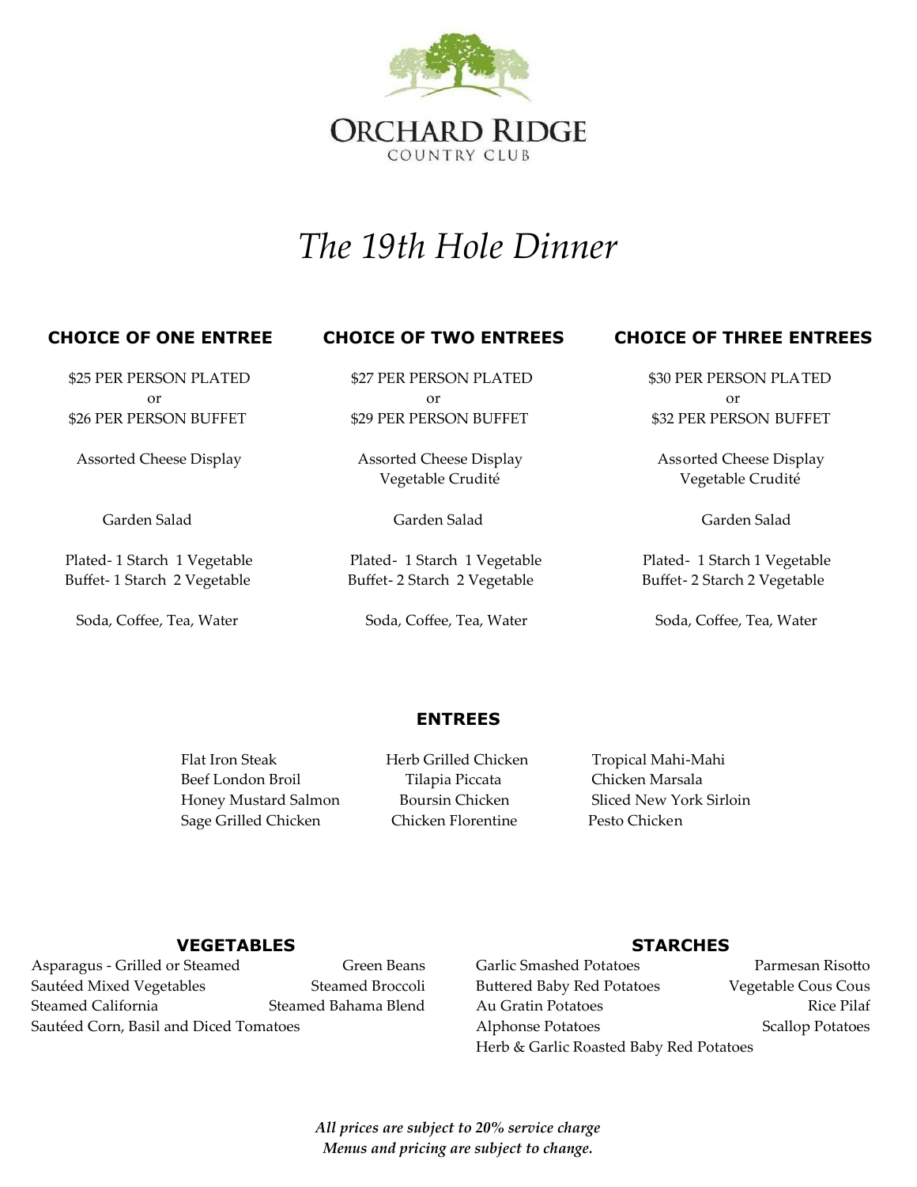ORCHARD RIDGE
COUNTRY CLUB

# *The 19th Hole Dinner*

### CHOICE OF ONE ENTREE

$25 PER PERSON PLATED
or
$26 PER PERSON BUFFET

Assorted Cheese Display

Garden Salad

Plated- 1 Starch 1 Vegetable
Buffet- 1 Starch 2 Vegetable

Soda, Coffee, Tea, Water

### CHOICE OF TWO ENTREES

$27 PER PERSON PLATED
or
$29 PER PERSON BUFFET

Assorted Cheese Display
Vegetable Crudité

Garden Salad

Plated- 1 Starch 1 Vegetable
Buffet- 2 Starch 2 Vegetable

Soda, Coffee, Tea, Water

### CHOICE OF THREE ENTREES

$30 PER PERSON PLATED
or
$32 PER PERSON BUFFET

Assorted Cheese Display
Vegetable Crudité

Garden Salad

Plated- 1 Starch 1 Vegetable
Buffet- 2 Starch 2 Vegetable

Soda, Coffee, Tea, Water

### ENTREES

Flat Iron Steak
Beef London Broil
Honey Mustard Salmon
Sage Grilled Chicken
Herb Grilled Chicken
Tilapia Piccata
Boursin Chicken
Chicken Florentine
Tropical Mahi-Mahi
Chicken Marsala
Sliced New York Sirloin
Pesto Chicken

### VEGETABLES

Asparagus - Grilled or Steamed
Sautéed Mixed Vegetables
Steamed California
Sautéed Corn, Basil and Diced Tomatoes
Green Beans
Steamed Broccoli
Steamed Bahama Blend

### STARCHES

Garlic Smashed Potatoes
Buttered Baby Red Potatoes
Au Gratin Potatoes
Alphonse Potatoes
Herb & Garlic Roasted Baby Red Potatoes
Parmesan Risotto
Vegetable Cous Cous
Rice Pilaf
Scallop Potatoes

***All prices are subject to 20% service charge***
***Menus and pricing are subject to change.***